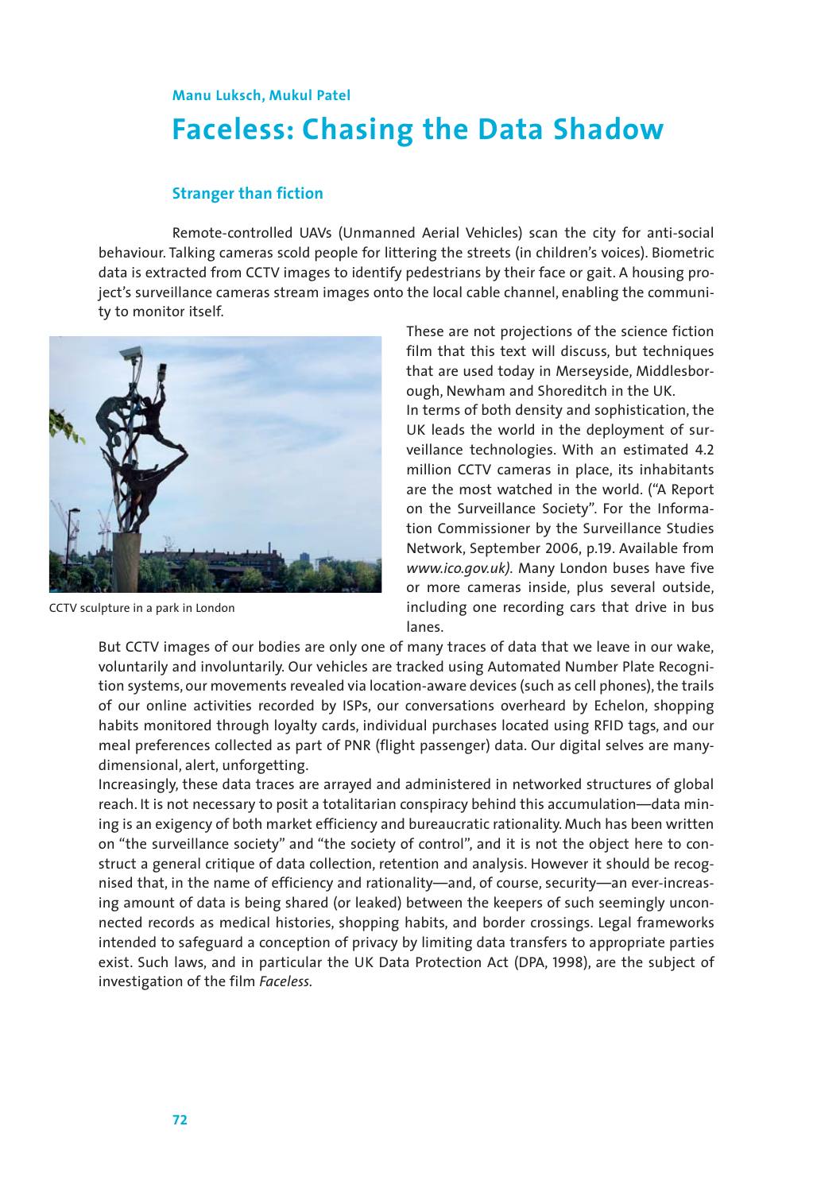**Manu Luksch, Mukul Patel**

# Faceless: Chasing the Data Shadow

## Stranger than fiction

Remote-controlled UAVs (Unmanned Aerial Vehicles) scan the city for anti-social behaviour. Talking cameras scold people for littering the streets (in children's voices). Biometric data is extracted from CCTV images to identify pedestrians by their face or gait. A housing project's surveillance cameras stream images onto the local cable channel, enabling the community to monitor itself.

CCTV sculpture in a park in London

These are not projections of the science fiction film that this text will discuss, but techniques that are used today in Merseyside, Middlesborough, Newham and Shoreditch in the UK.

In terms of both density and sophistication, the UK leads the world in the deployment of surveillance technologies. With an estimated 4.2 million CCTV cameras in place, its inhabitants are the most watched in the world. ("A Report on the Surveillance Society". For the Information Commissioner by the Surveillance Studies Network, September 2006, p.19. Available from *www.ico.gov.uk).* Many London buses have five or more cameras inside, plus several outside, including one recording cars that drive in bus lanes.

But CCTV images of our bodies are only one of many traces of data that we leave in our wake, voluntarily and involuntarily. Our vehicles are tracked using Automated Number Plate Recognition systems, our movements revealed via location-aware devices (such as cell phones), the trails of our online activities recorded by ISPs, our conversations overheard by Echelon, shopping habits monitored through loyalty cards, individual purchases located using RFID tags, and our meal preferences collected as part of PNR (flight passenger) data. Our digital selves are many-dimensional, alert, unforgetting.

Increasingly, these data traces are arrayed and administered in networked structures of global reach. It is not necessary to posit a totalitarian conspiracy behind this accumulation—data mining is an exigency of both market efficiency and bureaucratic rationality. Much has been written on "the surveillance society" and "the society of control", and it is not the object here to construct a general critique of data collection, retention and analysis. However it should be recognised that, in the name of efficiency and rationality—and, of course, security—an ever-increasing amount of data is being shared (or leaked) between the keepers of such seemingly unconnected records as medical histories, shopping habits, and border crossings. Legal frameworks intended to safeguard a conception of privacy by limiting data transfers to appropriate parties exist. Such laws, and in particular the UK Data Protection Act (DPA, 1998), are the subject of investigation of the film *Faceless.*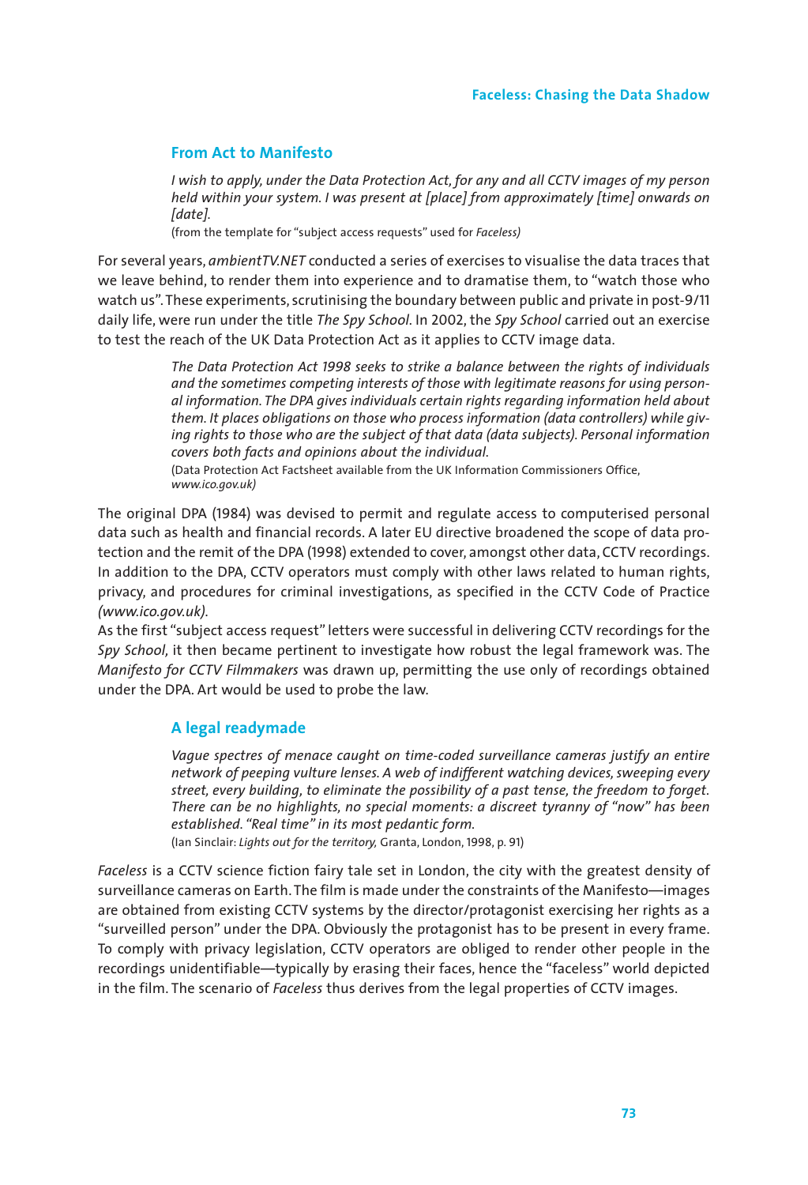## From Act to Manifesto

> *I wish to apply, under the Data Protection Act, for any and all CCTV images of my person held within your system. I was present at [place] from approximately [time] onwards on [date].*
>
> (from the template for "subject access requests" used for *Faceless)*

For several years, *ambientTV.NET* conducted a series of exercises to visualise the data traces that we leave behind, to render them into experience and to dramatise them, to "watch those who watch us". These experiments, scrutinising the boundary between public and private in post-9/11 daily life, were run under the title *The Spy School*. In 2002, the *Spy School* carried out an exercise to test the reach of the UK Data Protection Act as it applies to CCTV image data.

> *The Data Protection Act 1998 seeks to strike a balance between the rights of individuals and the sometimes competing interests of those with legitimate reasons for using personal information. The DPA gives individuals certain rights regarding information held about them. It places obligations on those who process information (data controllers) while giving rights to those who are the subject of that data (data subjects). Personal information covers both facts and opinions about the individual.*
>
> (Data Protection Act Factsheet available from the UK Information Commissioners Office, *www.ico.gov.uk)*

The original DPA (1984) was devised to permit and regulate access to computerised personal data such as health and financial records. A later EU directive broadened the scope of data protection and the remit of the DPA (1998) extended to cover, amongst other data, CCTV recordings. In addition to the DPA, CCTV operators must comply with other laws related to human rights, privacy, and procedures for criminal investigations, as specified in the CCTV Code of Practice *(www.ico.gov.uk)*.

As the first "subject access request" letters were successful in delivering CCTV recordings for the *Spy School*, it then became pertinent to investigate how robust the legal framework was. The *Manifesto for CCTV Filmmakers* was drawn up, permitting the use only of recordings obtained under the DPA. Art would be used to probe the law.

## A legal readymade

> *Vague spectres of menace caught on time-coded surveillance cameras justify an entire network of peeping vulture lenses. A web of indifferent watching devices, sweeping every street, every building, to eliminate the possibility of a past tense, the freedom to forget. There can be no highlights, no special moments: a discreet tyranny of "now" has been established. "Real time" in its most pedantic form.*
>
> (Ian Sinclair: *Lights out for the territory*, Granta, London, 1998, p. 91)

*Faceless* is a CCTV science fiction fairy tale set in London, the city with the greatest density of surveillance cameras on Earth. The film is made under the constraints of the Manifesto—images are obtained from existing CCTV systems by the director/protagonist exercising her rights as a "surveilled person" under the DPA. Obviously the protagonist has to be present in every frame. To comply with privacy legislation, CCTV operators are obliged to render other people in the recordings unidentifiable—typically by erasing their faces, hence the "faceless" world depicted in the film. The scenario of *Faceless* thus derives from the legal properties of CCTV images.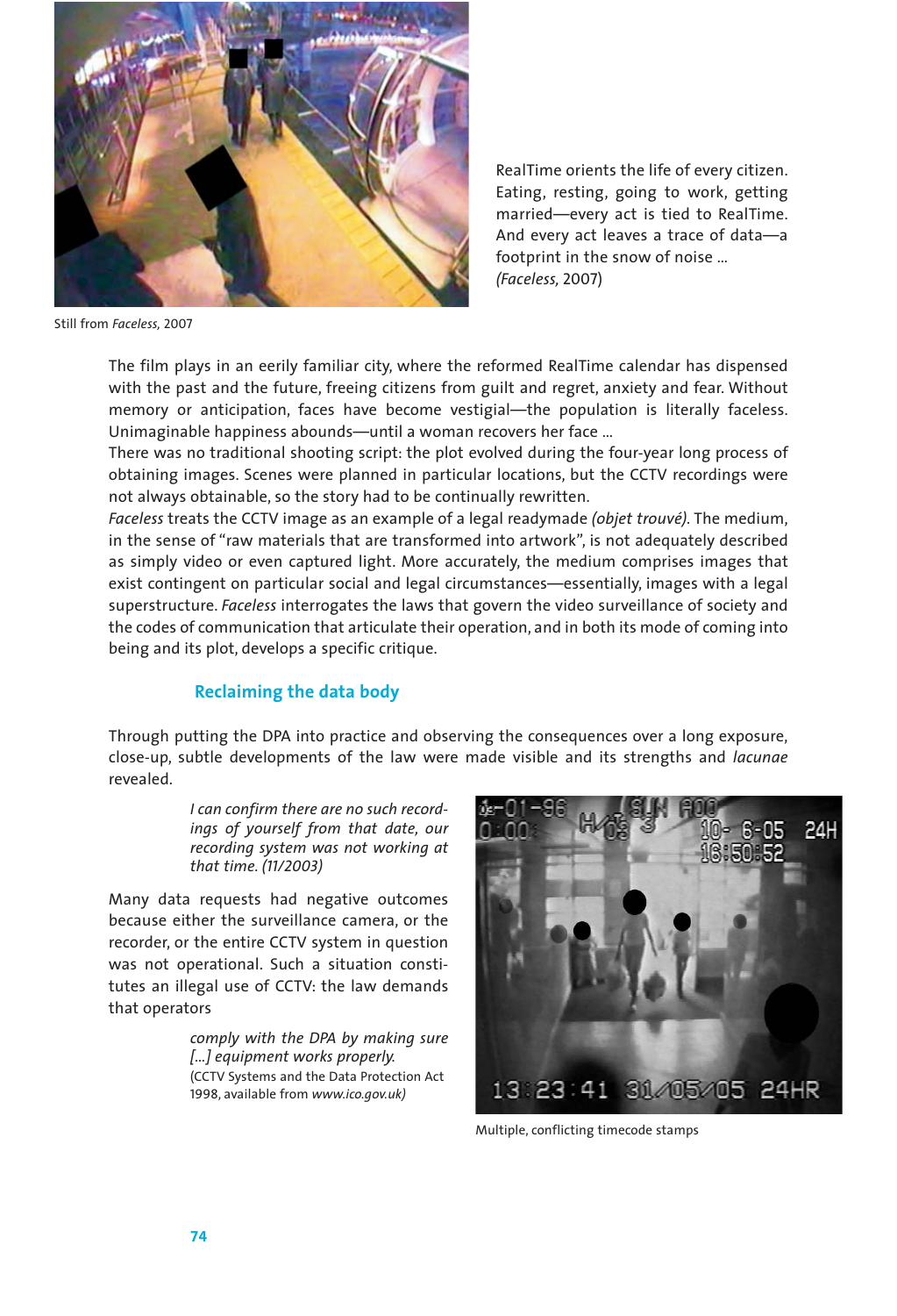Still from *Faceless,* 2007

RealTime orients the life of every citizen. Eating, resting, going to work, getting married—every act is tied to RealTime. And every act leaves a trace of data—a footprint in the snow of noise ...
*(Faceless,* 2007)

The film plays in an eerily familiar city, where the reformed RealTime calendar has dispensed with the past and the future, freeing citizens from guilt and regret, anxiety and fear. Without memory or anticipation, faces have become vestigial—the population is literally faceless. Unimaginable happiness abounds—until a woman recovers her face ...

There was no traditional shooting script: the plot evolved during the four-year long process of obtaining images. Scenes were planned in particular locations, but the CCTV recordings were not always obtainable, so the story had to be continually rewritten.

*Faceless* treats the CCTV image as an example of a legal readymade *(objet trouvé)*. The medium, in the sense of "raw materials that are transformed into artwork", is not adequately described as simply video or even captured light. More accurately, the medium comprises images that exist contingent on particular social and legal circumstances—essentially, images with a legal superstructure. *Faceless* interrogates the laws that govern the video surveillance of society and the codes of communication that articulate their operation, and in both its mode of coming into being and its plot, develops a specific critique.

## Reclaiming the data body

Through putting the DPA into practice and observing the consequences over a long exposure, close-up, subtle developments of the law were made visible and its strengths and *lacunae* revealed.

> *I can confirm there are no such recordings of yourself from that date, our recording system was not working at that time. (11/2003)*

Many data requests had negative outcomes because either the surveillance camera, or the recorder, or the entire CCTV system in question was not operational. Such a situation constitutes an illegal use of CCTV: the law demands that operators

> *comply with the DPA by making sure [...] equipment works properly.*
> (CCTV Systems and the Data Protection Act 1998, available from *www.ico.gov.uk)*

Multiple, conflicting timecode stamps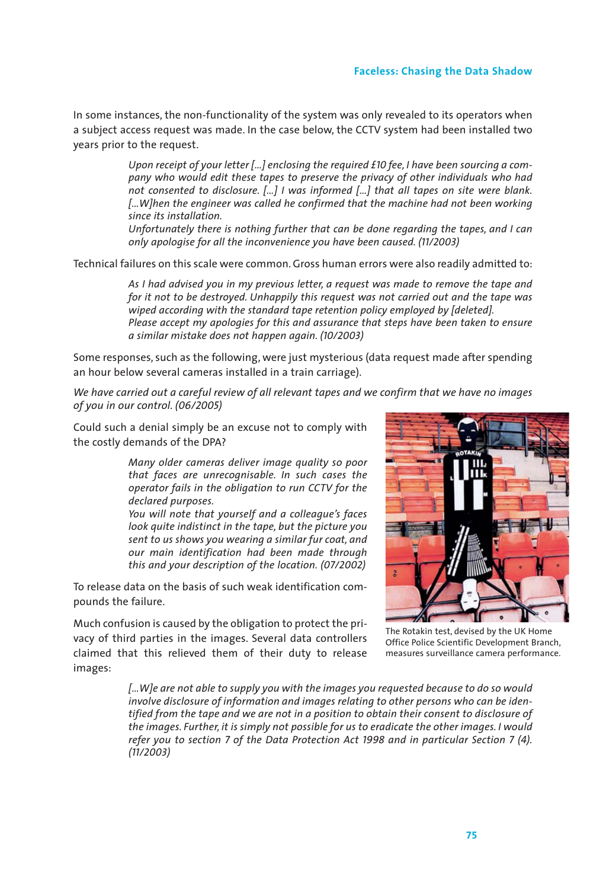In some instances, the non-functionality of the system was only revealed to its operators when a subject access request was made. In the case below, the CCTV system had been installed two years prior to the request.

> *Upon receipt of your letter […] enclosing the required £10 fee, I have been sourcing a company who would edit these tapes to preserve the privacy of other individuals who had not consented to disclosure. […] I was informed […] that all tapes on site were blank. […W]hen the engineer was called he confirmed that the machine had not been working since its installation.*
> *Unfortunately there is nothing further that can be done regarding the tapes, and I can only apologise for all the inconvenience you have been caused. (11/2003)*

Technical failures on this scale were common. Gross human errors were also readily admitted to:

> *As I had advised you in my previous letter, a request was made to remove the tape and for it not to be destroyed. Unhappily this request was not carried out and the tape was wiped according with the standard tape retention policy employed by [deleted].*
> *Please accept my apologies for this and assurance that steps have been taken to ensure a similar mistake does not happen again. (10/2003)*

Some responses, such as the following, were just mysterious (data request made after spending an hour below several cameras installed in a train carriage).

*We have carried out a careful review of all relevant tapes and we confirm that we have no images of you in our control. (06/2005)*

Could such a denial simply be an excuse not to comply with the costly demands of the DPA?

> *Many older cameras deliver image quality so poor that faces are unrecognisable. In such cases the operator fails in the obligation to run CCTV for the declared purposes.*
> *You will note that yourself and a colleague's faces look quite indistinct in the tape, but the picture you sent to us shows you wearing a similar fur coat, and our main identification had been made through this and your description of the location. (07/2002)*

To release data on the basis of such weak identification compounds the failure.

The Rotakin test, devised by the UK Home Office Police Scientific Development Branch, measures surveillance camera performance.

Much confusion is caused by the obligation to protect the privacy of third parties in the images. Several data controllers claimed that this relieved them of their duty to release images:

> *[…W]e are not able to supply you with the images you requested because to do so would involve disclosure of information and images relating to other persons who can be identified from the tape and we are not in a position to obtain their consent to disclosure of the images. Further, it is simply not possible for us to eradicate the other images. I would refer you to section 7 of the Data Protection Act 1998 and in particular Section 7 (4). (11/2003)*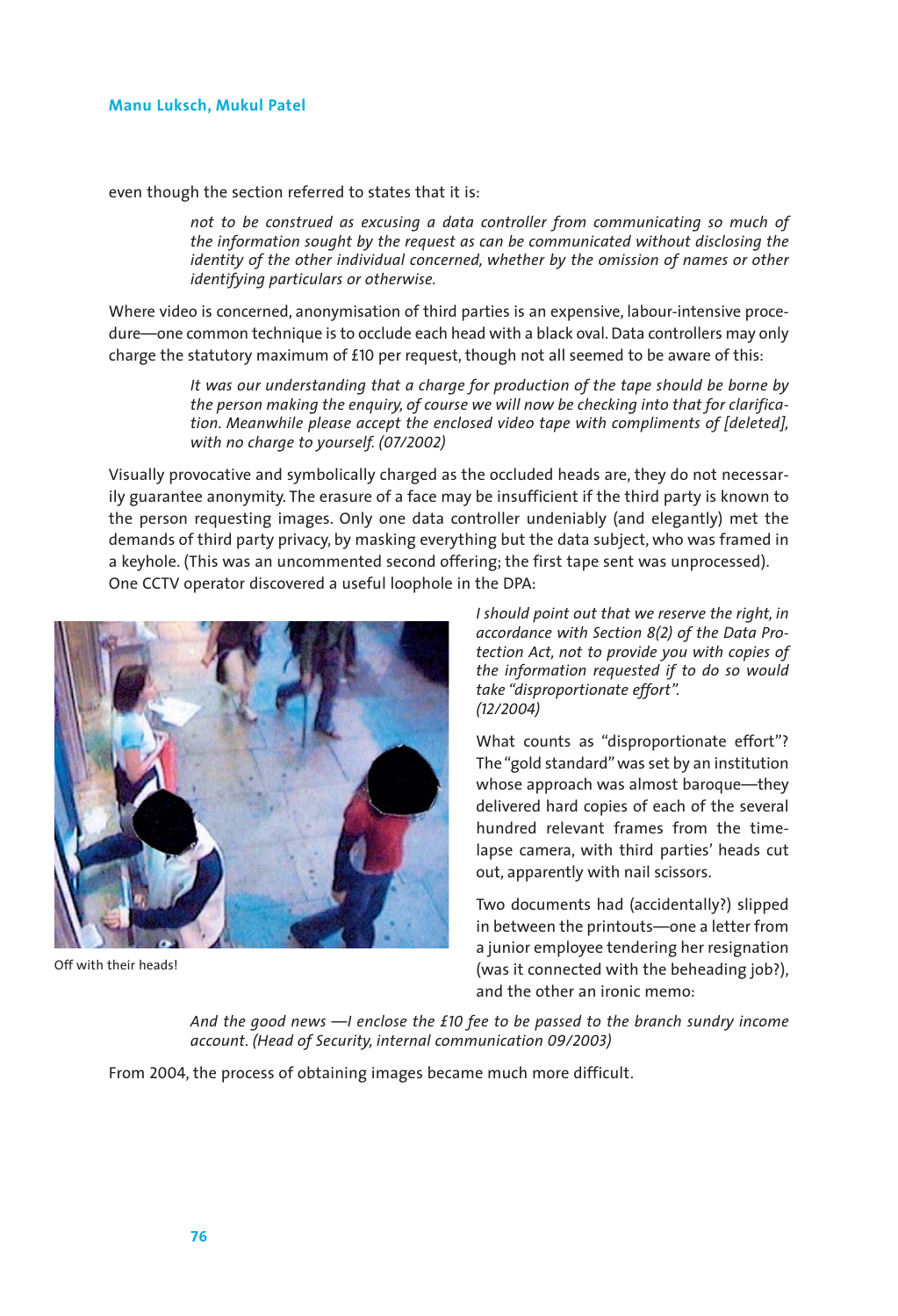even though the section referred to states that it is:

> *not to be construed as excusing a data controller from communicating so much of the information sought by the request as can be communicated without disclosing the identity of the other individual concerned, whether by the omission of names or other identifying particulars or otherwise.*

Where video is concerned, anonymisation of third parties is an expensive, labour-intensive procedure—one common technique is to occlude each head with a black oval. Data controllers may only charge the statutory maximum of £10 per request, though not all seemed to be aware of this:

> *It was our understanding that a charge for production of the tape should be borne by the person making the enquiry, of course we will now be checking into that for clarification. Meanwhile please accept the enclosed video tape with compliments of [deleted], with no charge to yourself. (07/2002)*

Visually provocative and symbolically charged as the occluded heads are, they do not necessarily guarantee anonymity. The erasure of a face may be insufficient if the third party is known to the person requesting images. Only one data controller undeniably (and elegantly) met the demands of third party privacy, by masking everything but the data subject, who was framed in a keyhole. (This was an uncommented second offering; the first tape sent was unprocessed). One CCTV operator discovered a useful loophole in the DPA:

> *I should point out that we reserve the right, in accordance with Section 8(2) of the Data Protection Act, not to provide you with copies of the information requested if to do so would take "disproportionate effort". (12/2004)*

Off with their heads!

What counts as "disproportionate effort"? The "gold standard" was set by an institution whose approach was almost baroque—they delivered hard copies of each of the several hundred relevant frames from the time-lapse camera, with third parties' heads cut out, apparently with nail scissors.

Two documents had (accidentally?) slipped in between the printouts—one a letter from a junior employee tendering her resignation (was it connected with the beheading job?), and the other an ironic memo:

> *And the good news —I enclose the £10 fee to be passed to the branch sundry income account. (Head of Security, internal communication 09/2003)*

From 2004, the process of obtaining images became much more difficult.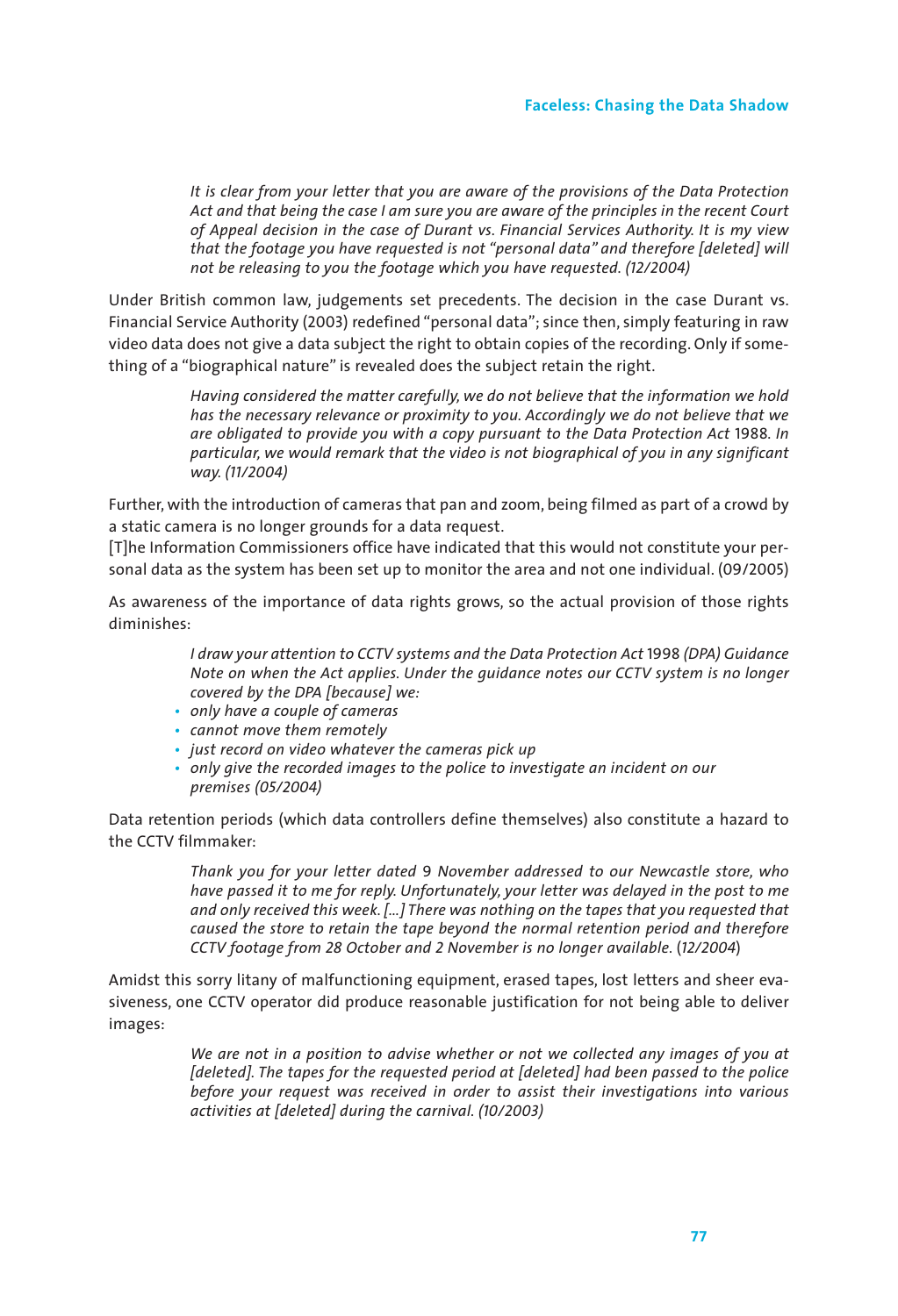> *It is clear from your letter that you are aware of the provisions of the Data Protection Act and that being the case I am sure you are aware of the principles in the recent Court of Appeal decision in the case of Durant vs. Financial Services Authority. It is my view that the footage you have requested is not "personal data" and therefore [deleted] will not be releasing to you the footage which you have requested. (12/2004)*

Under British common law, judgements set precedents. The decision in the case Durant vs. Financial Service Authority (2003) redefined "personal data"; since then, simply featuring in raw video data does not give a data subject the right to obtain copies of the recording. Only if something of a "biographical nature" is revealed does the subject retain the right.

> *Having considered the matter carefully, we do not believe that the information we hold has the necessary relevance or proximity to you. Accordingly we do not believe that we are obligated to provide you with a copy pursuant to the Data Protection Act* 1988*. In particular, we would remark that the video is not biographical of you in any significant way. (11/2004)*

Further, with the introduction of cameras that pan and zoom, being filmed as part of a crowd by a static camera is no longer grounds for a data request.

[T]he Information Commissioners office have indicated that this would not constitute your personal data as the system has been set up to monitor the area and not one individual. (09/2005)

As awareness of the importance of data rights grows, so the actual provision of those rights diminishes:

> *I draw your attention to CCTV systems and the Data Protection Act* 1998 *(DPA) Guidance Note on when the Act applies. Under the guidance notes our CCTV system is no longer covered by the DPA [because] we:*
>
> - *only have a couple of cameras*
> - *cannot move them remotely*
> - *just record on video whatever the cameras pick up*
> - *only give the recorded images to the police to investigate an incident on our premises (05/2004)*

Data retention periods (which data controllers define themselves) also constitute a hazard to the CCTV filmmaker:

> *Thank you for your letter dated* 9 *November addressed to our Newcastle store, who have passed it to me for reply. Unfortunately, your letter was delayed in the post to me and only received this week. [...] There was nothing on the tapes that you requested that caused the store to retain the tape beyond the normal retention period and therefore CCTV footage from 28 October and 2 November is no longer available.* (*12/2004*)

Amidst this sorry litany of malfunctioning equipment, erased tapes, lost letters and sheer evasiveness, one CCTV operator did produce reasonable justification for not being able to deliver images:

> *We are not in a position to advise whether or not we collected any images of you at [deleted]. The tapes for the requested period at [deleted] had been passed to the police before your request was received in order to assist their investigations into various activities at [deleted] during the carnival. (10/2003)*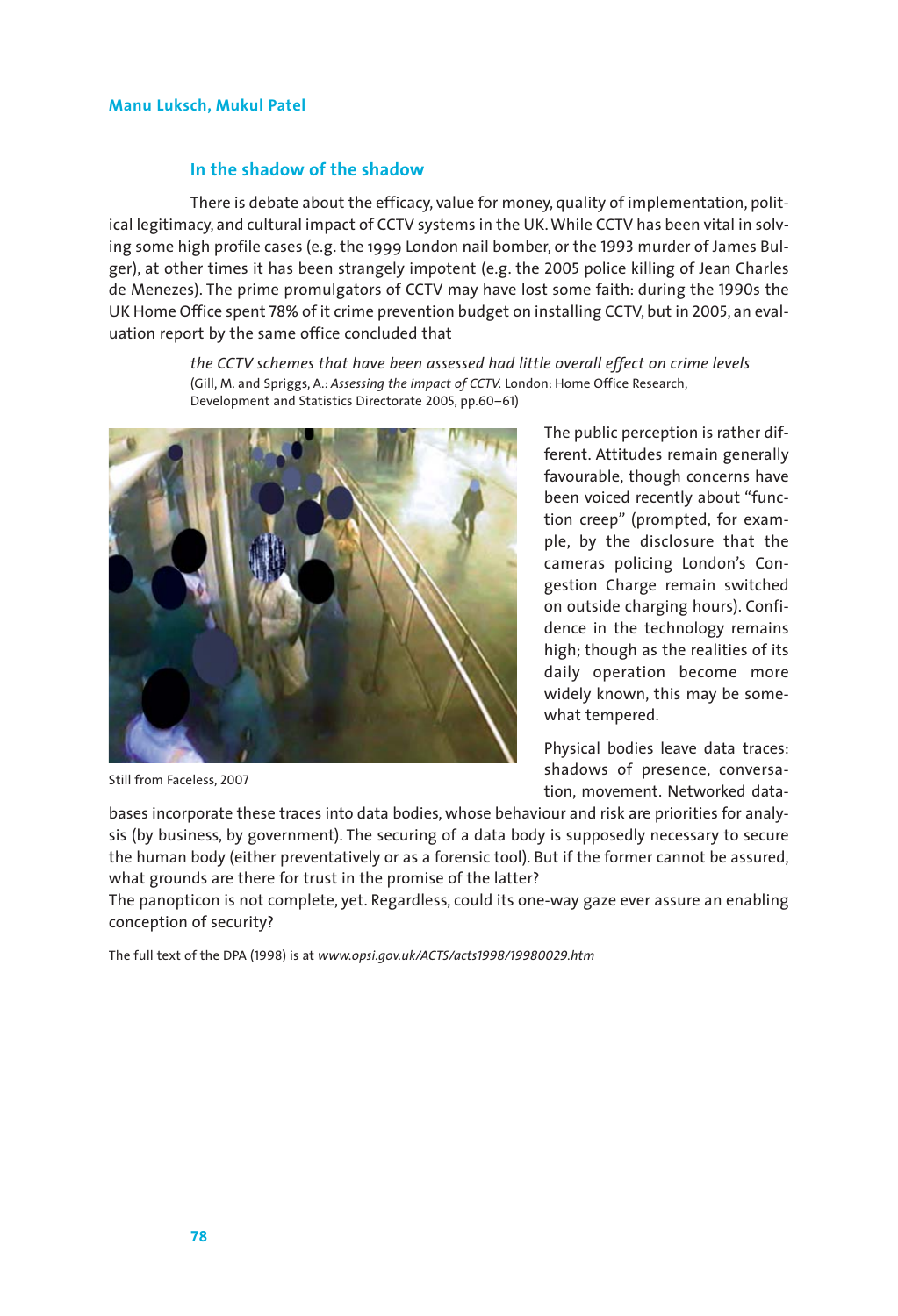Manu Luksch, Mukul Patel

## In the shadow of the shadow

There is debate about the efficacy, value for money, quality of implementation, political legitimacy, and cultural impact of CCTV systems in the UK. While CCTV has been vital in solving some high profile cases (e.g. the 1999 London nail bomber, or the 1993 murder of James Bulger), at other times it has been strangely impotent (e.g. the 2005 police killing of Jean Charles de Menezes). The prime promulgators of CCTV may have lost some faith: during the 1990s the UK Home Office spent 78% of it crime prevention budget on installing CCTV, but in 2005, an evaluation report by the same office concluded that

> *the CCTV schemes that have been assessed had little overall effect on crime levels*
> (Gill, M. and Spriggs, A.: *Assessing the impact of CCTV.* London: Home Office Research, Development and Statistics Directorate 2005, pp.60–61)

Still from Faceless, 2007

The public perception is rather different. Attitudes remain generally favourable, though concerns have been voiced recently about "function creep" (prompted, for example, by the disclosure that the cameras policing London's Congestion Charge remain switched on outside charging hours). Confidence in the technology remains high; though as the realities of its daily operation become more widely known, this may be somewhat tempered.

Physical bodies leave data traces: shadows of presence, conversation, movement. Networked databases incorporate these traces into data bodies, whose behaviour and risk are priorities for analysis (by business, by government). The securing of a data body is supposedly necessary to secure the human body (either preventatively or as a forensic tool). But if the former cannot be assured, what grounds are there for trust in the promise of the latter?

The panopticon is not complete, yet. Regardless, could its one-way gaze ever assure an enabling conception of security?

The full text of the DPA (1998) is at *www.opsi.gov.uk/ACTS/acts1998/19980029.htm*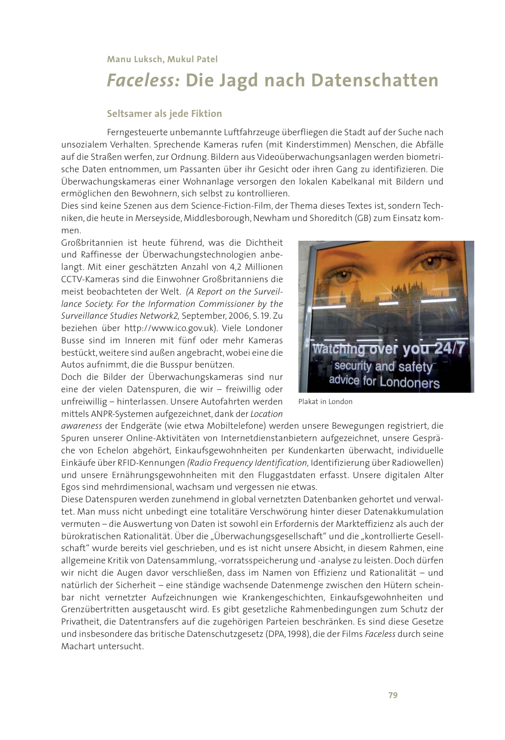Manu Luksch, Mukul Patel

# *Faceless:* Die Jagd nach Datenschatten

## Seltsamer als jede Fiktion

Ferngesteuerte unbemannte Luftfahrzeuge überfliegen die Stadt auf der Suche nach unsozialem Verhalten. Sprechende Kameras rufen (mit Kinderstimmen) Menschen, die Abfälle auf die Straßen werfen, zur Ordnung. Bildern aus Videoüberwachungsanlagen werden biometrische Daten entnommen, um Passanten über ihr Gesicht oder ihren Gang zu identifizieren. Die Überwachungskameras einer Wohnanlage versorgen den lokalen Kabelkanal mit Bildern und ermöglichen den Bewohnern, sich selbst zu kontrollieren.

Dies sind keine Szenen aus dem Science-Fiction-Film, der Thema dieses Textes ist, sondern Techniken, die heute in Merseyside, Middlesborough, Newham und Shoreditch (GB) zum Einsatz kommen.

Großbritannien ist heute führend, was die Dichtheit und Raffinesse der Überwachungstechnologien anbelangt. Mit einer geschätzten Anzahl von 4,2 Millionen CCTV-Kameras sind die Einwohner Großbritanniens die meist beobachteten der Welt. *(A Report on the Surveillance Society. For the Information Commissioner by the Surveillance Studies Network2,* September, 2006, S. 19. Zu beziehen über http://www.ico.gov.uk). Viele Londoner Busse sind im Inneren mit fünf oder mehr Kameras bestückt, weitere sind außen angebracht, wobei eine die Autos aufnimmt, die die Busspur benützen.

Plakat in London

Doch die Bilder der Überwachungskameras sind nur eine der vielen Datenspuren, die wir – freiwillig oder unfreiwillig – hinterlassen. Unsere Autofahrten werden mittels ANPR-Systemen aufgezeichnet, dank der *Location awareness* der Endgeräte (wie etwa Mobiltelefone) werden unsere Bewegungen registriert, die Spuren unserer Online-Aktivitäten von Internetdienstanbietern aufgezeichnet, unsere Gespräche von Echelon abgehört, Einkaufsgewohnheiten per Kundenkarten überwacht, individuelle Einkäufe über RFID-Kennungen *(Radio Frequency Identification,* Identifizierung über Radiowellen) und unsere Ernährungsgewohnheiten mit den Fluggastdaten erfasst. Unsere digitalen Alter Egos sind mehrdimensional, wachsam und vergessen nie etwas.

Diese Datenspuren werden zunehmend in global vernetzten Datenbanken gehortet und verwaltet. Man muss nicht unbedingt eine totalitäre Verschwörung hinter dieser Datenakkumulation vermuten – die Auswertung von Daten ist sowohl ein Erfordernis der Markteffizienz als auch der bürokratischen Rationalität. Über die „Überwachungsgesellschaft" und die „kontrollierte Gesellschaft" wurde bereits viel geschrieben, und es ist nicht unsere Absicht, in diesem Rahmen, eine allgemeine Kritik von Datensammlung, -vorratsspeicherung und -analyse zu leisten. Doch dürfen wir nicht die Augen davor verschließen, dass im Namen von Effizienz und Rationalität – und natürlich der Sicherheit – eine ständige wachsende Datenmenge zwischen den Hütern scheinbar nicht vernetzter Aufzeichnungen wie Krankengeschichten, Einkaufsgewohnheiten und Grenzübertritten ausgetauscht wird. Es gibt gesetzliche Rahmenbedingungen zum Schutz der Privatheit, die Datentransfers auf die zugehörigen Parteien beschränken. Es sind diese Gesetze und insbesondere das britische Datenschutzgesetz (DPA, 1998), die der Films *Faceless* durch seine Machart untersucht.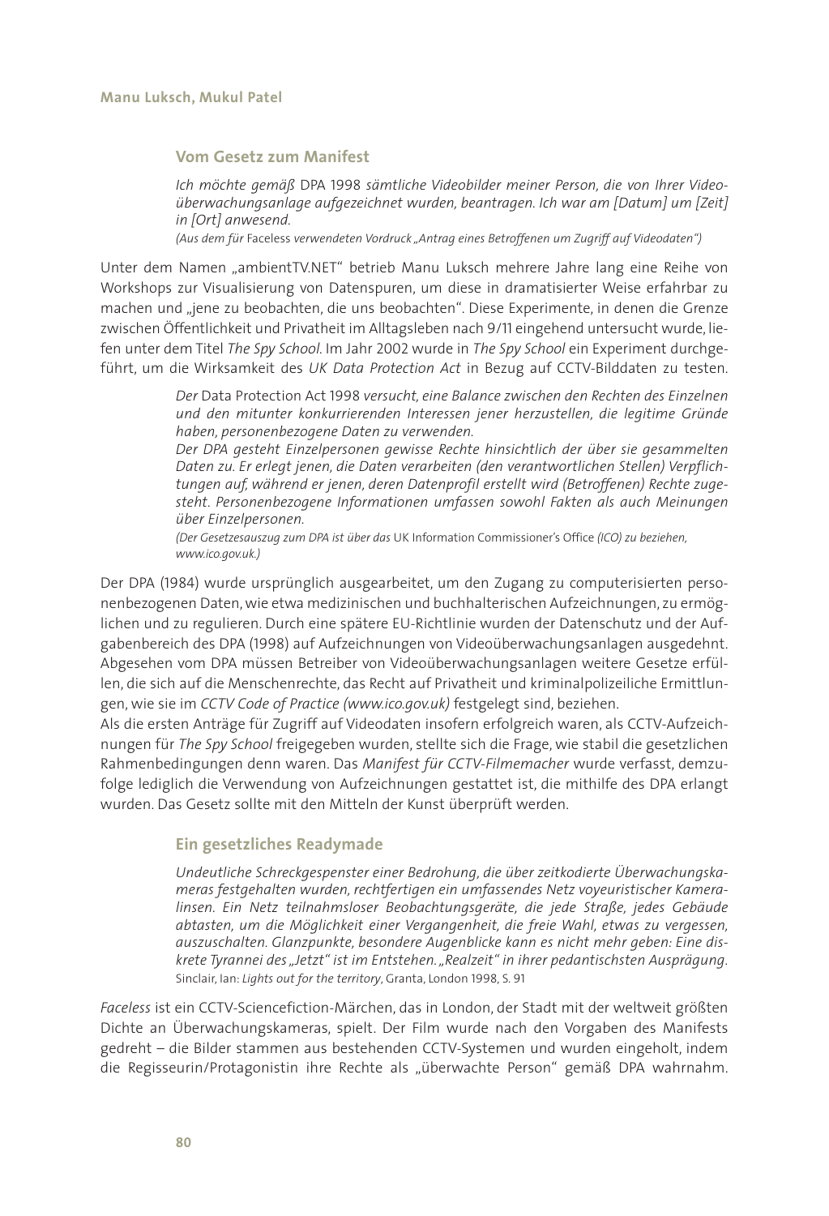## Vom Gesetz zum Manifest

> *Ich möchte gemäß* DPA 1998 *sämtliche Videobilder meiner Person, die von Ihrer Videoüberwachungsanlage aufgezeichnet wurden, beantragen. Ich war am [Datum] um [Zeit] in [Ort] anwesend.*
>
> *(Aus dem für* Faceless *verwendeten Vordruck „Antrag eines Betroffenen um Zugriff auf Videodaten")*

Unter dem Namen „ambientTV.NET" betrieb Manu Luksch mehrere Jahre lang eine Reihe von Workshops zur Visualisierung von Datenspuren, um diese in dramatisierter Weise erfahrbar zu machen und „jene zu beobachten, die uns beobachten". Diese Experimente, in denen die Grenze zwischen Öffentlichkeit und Privatheit im Alltagsleben nach 9/11 eingehend untersucht wurde, liefen unter dem Titel *The Spy School*. Im Jahr 2002 wurde in *The Spy School* ein Experiment durchgeführt, um die Wirksamkeit des *UK Data Protection Act* in Bezug auf CCTV-Bilddaten zu testen.

> *Der* Data Protection Act 1998 *versucht, eine Balance zwischen den Rechten des Einzelnen und den mitunter konkurrierenden Interessen jener herzustellen, die legitime Gründe haben, personenbezogene Daten zu verwenden.*
>
> *Der DPA gesteht Einzelpersonen gewisse Rechte hinsichtlich der über sie gesammelten Daten zu. Er erlegt jenen, die Daten verarbeiten (den verantwortlichen Stellen) Verpflichtungen auf, während er jenen, deren Datenprofil erstellt wird (Betroffenen) Rechte zugesteht. Personenbezogene Informationen umfassen sowohl Fakten als auch Meinungen über Einzelpersonen.*
>
> *(Der Gesetzesauszug zum DPA ist über das* UK Information Commissioner's Office *(ICO) zu beziehen, www.ico.gov.uk.)*

Der DPA (1984) wurde ursprünglich ausgearbeitet, um den Zugang zu computerisierten personenbezogenen Daten, wie etwa medizinischen und buchhalterischen Aufzeichnungen, zu ermöglichen und zu regulieren. Durch eine spätere EU-Richtlinie wurden der Datenschutz und der Aufgabenbereich des DPA (1998) auf Aufzeichnungen von Videoüberwachungsanlagen ausgedehnt. Abgesehen vom DPA müssen Betreiber von Videoüberwachungsanlagen weitere Gesetze erfüllen, die sich auf die Menschenrechte, das Recht auf Privatheit und kriminalpolizeiliche Ermittlungen, wie sie im *CCTV Code of Practice (www.ico.gov.uk)* festgelegt sind, beziehen.

Als die ersten Anträge für Zugriff auf Videodaten insofern erfolgreich waren, als CCTV-Aufzeichnungen für *The Spy School* freigegeben wurden, stellte sich die Frage, wie stabil die gesetzlichen Rahmenbedingungen denn waren. Das *Manifest für CCTV-Filmemacher* wurde verfasst, demzufolge lediglich die Verwendung von Aufzeichnungen gestattet ist, die mithilfe des DPA erlangt wurden. Das Gesetz sollte mit den Mitteln der Kunst überprüft werden.

## Ein gesetzliches Readymade

> *Undeutliche Schreckgespenster einer Bedrohung, die über zeitkodierte Überwachungskameras festgehalten wurden, rechtfertigen ein umfassendes Netz voyeuristischer Kameralinsen. Ein Netz teilnahmsloser Beobachtungsgeräte, die jede Straße, jedes Gebäude abtasten, um die Möglichkeit einer Vergangenheit, die freie Wahl, etwas zu vergessen, auszuschalten. Glanzpunkte, besondere Augenblicke kann es nicht mehr geben: Eine diskrete Tyrannei des „Jetzt" ist im Entstehen. „Realzeit" in ihrer pedantischsten Ausprägung.*
>
> Sinclair, Ian: *Lights out for the territory*, Granta, London 1998, S. 91

*Faceless* ist ein CCTV-Sciencefiction-Märchen, das in London, der Stadt mit der weltweit größten Dichte an Überwachungskameras, spielt. Der Film wurde nach den Vorgaben des Manifests gedreht – die Bilder stammen aus bestehenden CCTV-Systemen und wurden eingeholt, indem die Regisseurin/Protagonistin ihre Rechte als „überwachte Person" gemäß DPA wahrnahm.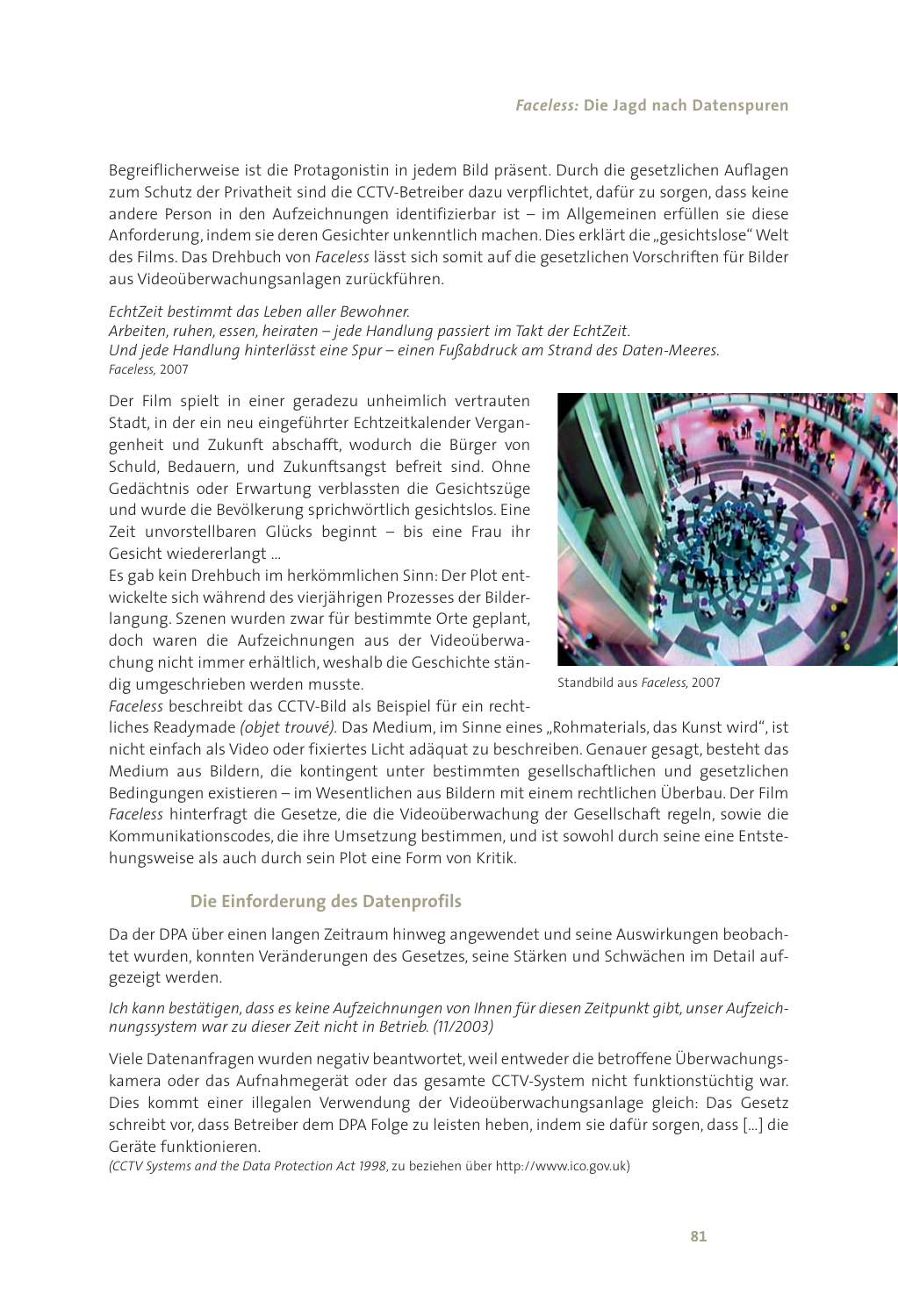Begreiflicherweise ist die Protagonistin in jedem Bild präsent. Durch die gesetzlichen Auflagen zum Schutz der Privatheit sind die CCTV-Betreiber dazu verpflichtet, dafür zu sorgen, dass keine andere Person in den Aufzeichnungen identifizierbar ist – im Allgemeinen erfüllen sie diese Anforderung, indem sie deren Gesichter unkenntlich machen. Dies erklärt die „gesichtslose" Welt des Films. Das Drehbuch von *Faceless* lässt sich somit auf die gesetzlichen Vorschriften für Bilder aus Videoüberwachungsanlagen zurückführen.

*EchtZeit bestimmt das Leben aller Bewohner.*
*Arbeiten, ruhen, essen, heiraten – jede Handlung passiert im Takt der EchtZeit.*
*Und jede Handlung hinterlässt eine Spur – einen Fußabdruck am Strand des Daten-Meeres.*
*Faceless,* 2007

Der Film spielt in einer geradezu unheimlich vertrauten Stadt, in der ein neu eingeführter Echtzeitkalender Vergangenheit und Zukunft abschafft, wodurch die Bürger von Schuld, Bedauern, und Zukunftsangst befreit sind. Ohne Gedächtnis oder Erwartung verblassten die Gesichtszüge und wurde die Bevölkerung sprichwörtlich gesichtslos. Eine Zeit unvorstellbaren Glücks beginnt – bis eine Frau ihr Gesicht wiedererlangt …

Es gab kein Drehbuch im herkömmlichen Sinn: Der Plot entwickelte sich während des vierjährigen Prozesses der Bilderlangung. Szenen wurden zwar für bestimmte Orte geplant, doch waren die Aufzeichnungen aus der Videoüberwachung nicht immer erhältlich, weshalb die Geschichte ständig umgeschrieben werden musste.

Standbild aus *Faceless,* 2007

*Faceless* beschreibt das CCTV-Bild als Beispiel für ein rechtliches Readymade *(objet trouvé).* Das Medium, im Sinne eines „Rohmaterials, das Kunst wird", ist nicht einfach als Video oder fixiertes Licht adäquat zu beschreiben. Genauer gesagt, besteht das Medium aus Bildern, die kontingent unter bestimmten gesellschaftlichen und gesetzlichen Bedingungen existieren – im Wesentlichen aus Bildern mit einem rechtlichen Überbau. Der Film *Faceless* hinterfragt die Gesetze, die die Videoüberwachung der Gesellschaft regeln, sowie die Kommunikationscodes, die ihre Umsetzung bestimmen, und ist sowohl durch seine eine Entstehungsweise als auch durch sein Plot eine Form von Kritik.

## Die Einforderung des Datenprofils

Da der DPA über einen langen Zeitraum hinweg angewendet und seine Auswirkungen beobachtet wurden, konnten Veränderungen des Gesetzes, seine Stärken und Schwächen im Detail aufgezeigt werden.

*Ich kann bestätigen, dass es keine Aufzeichnungen von Ihnen für diesen Zeitpunkt gibt, unser Aufzeichnungssystem war zu dieser Zeit nicht in Betrieb. (11/2003)*

Viele Datenanfragen wurden negativ beantwortet, weil entweder die betroffene Überwachungskamera oder das Aufnahmegerät oder das gesamte CCTV-System nicht funktionstüchtig war. Dies kommt einer illegalen Verwendung der Videoüberwachungsanlage gleich: Das Gesetz schreibt vor, dass Betreiber dem DPA Folge zu leisten heben, indem sie dafür sorgen, dass […] die Geräte funktionieren.
*(CCTV Systems and the Data Protection Act 1998*, zu beziehen über http://www.ico.gov.uk)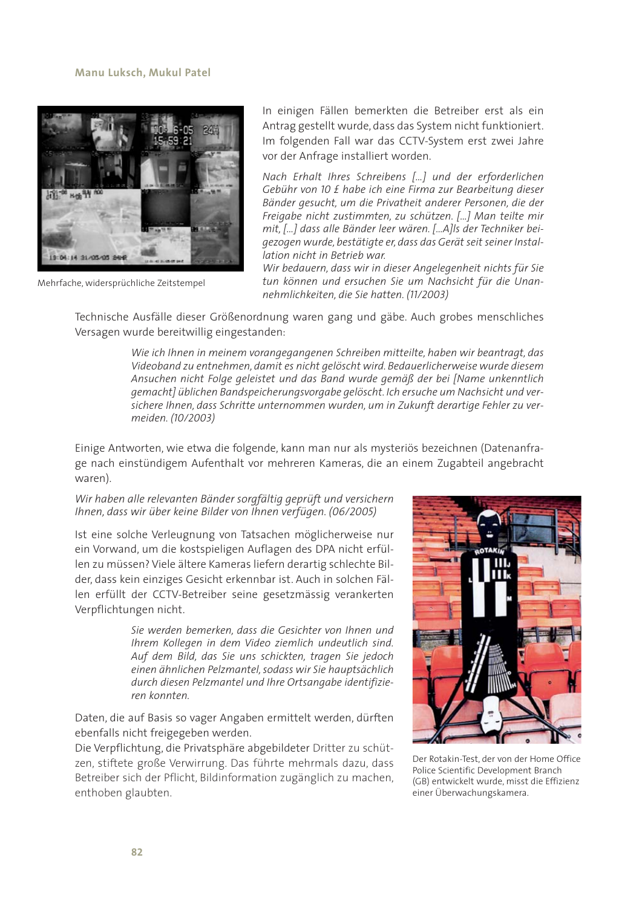Mehrfache, widersprüchliche Zeitstempel

In einigen Fällen bemerkten die Betreiber erst als ein Antrag gestellt wurde, dass das System nicht funktioniert. Im folgenden Fall war das CCTV-System erst zwei Jahre vor der Anfrage installiert worden.

*Nach Erhalt Ihres Schreibens [...] und der erforderlichen Gebühr von 10 £ habe ich eine Firma zur Bearbeitung dieser Bänder gesucht, um die Privatheit anderer Personen, die der Freigabe nicht zustimmten, zu schützen. [...] Man teilte mir mit, [...] dass alle Bänder leer wären. [...A]ls der Techniker beigezogen wurde, bestätigte er, dass das Gerät seit seiner Installation nicht in Betrieb war.*
*Wir bedauern, dass wir in dieser Angelegenheit nichts für Sie tun können und ersuchen Sie um Nachsicht für die Unannehmlichkeiten, die Sie hatten. (11/2003)*

Technische Ausfälle dieser Größenordnung waren gang und gäbe. Auch grobes menschliches Versagen wurde bereitwillig eingestanden:

> *Wie ich Ihnen in meinem vorangegangenen Schreiben mitteilte, haben wir beantragt, das Videoband zu entnehmen, damit es nicht gelöscht wird. Bedauerlicherweise wurde diesem Ansuchen nicht Folge geleistet und das Band wurde gemäß der bei [Name unkenntlich gemacht] üblichen Bandspeicherungsvorgabe gelöscht. Ich ersuche um Nachsicht und versichere Ihnen, dass Schritte unternommen wurden, um in Zukunft derartige Fehler zu vermeiden. (10/2003)*

Einige Antworten, wie etwa die folgende, kann man nur als mysteriös bezeichnen (Datenanfrage nach einstündigem Aufenthalt vor mehreren Kameras, die an einem Zugabteil angebracht waren).

*Wir haben alle relevanten Bänder sorgfältig geprüft und versichern Ihnen, dass wir über keine Bilder von Ihnen verfügen. (06/2005)*

Ist eine solche Verleugnung von Tatsachen möglicherweise nur ein Vorwand, um die kostspieligen Auflagen des DPA nicht erfüllen zu müssen? Viele ältere Kameras liefern derartig schlechte Bilder, dass kein einziges Gesicht erkennbar ist. Auch in solchen Fällen erfüllt der CCTV-Betreiber seine gesetzmässig verankerten Verpflichtungen nicht.

> *Sie werden bemerken, dass die Gesichter von Ihnen und Ihrem Kollegen in dem Video ziemlich undeutlich sind. Auf dem Bild, das Sie uns schickten, tragen Sie jedoch einen ähnlichen Pelzmantel, sodass wir Sie hauptsächlich durch diesen Pelzmantel und Ihre Ortsangabe identifizieren konnten.*

Daten, die auf Basis so vager Angaben ermittelt werden, dürften ebenfalls nicht freigegeben werden.
Die Verpflichtung, die Privatsphäre abgebildeter Dritter zu schützen, stiftete große Verwirrung. Das führte mehrmals dazu, dass Betreiber sich der Pflicht, Bildinformation zugänglich zu machen, enthoben glaubten.

Der Rotakin-Test, der von der Home Office Police Scientific Development Branch (GB) entwickelt wurde, misst die Effizienz einer Überwachungskamera.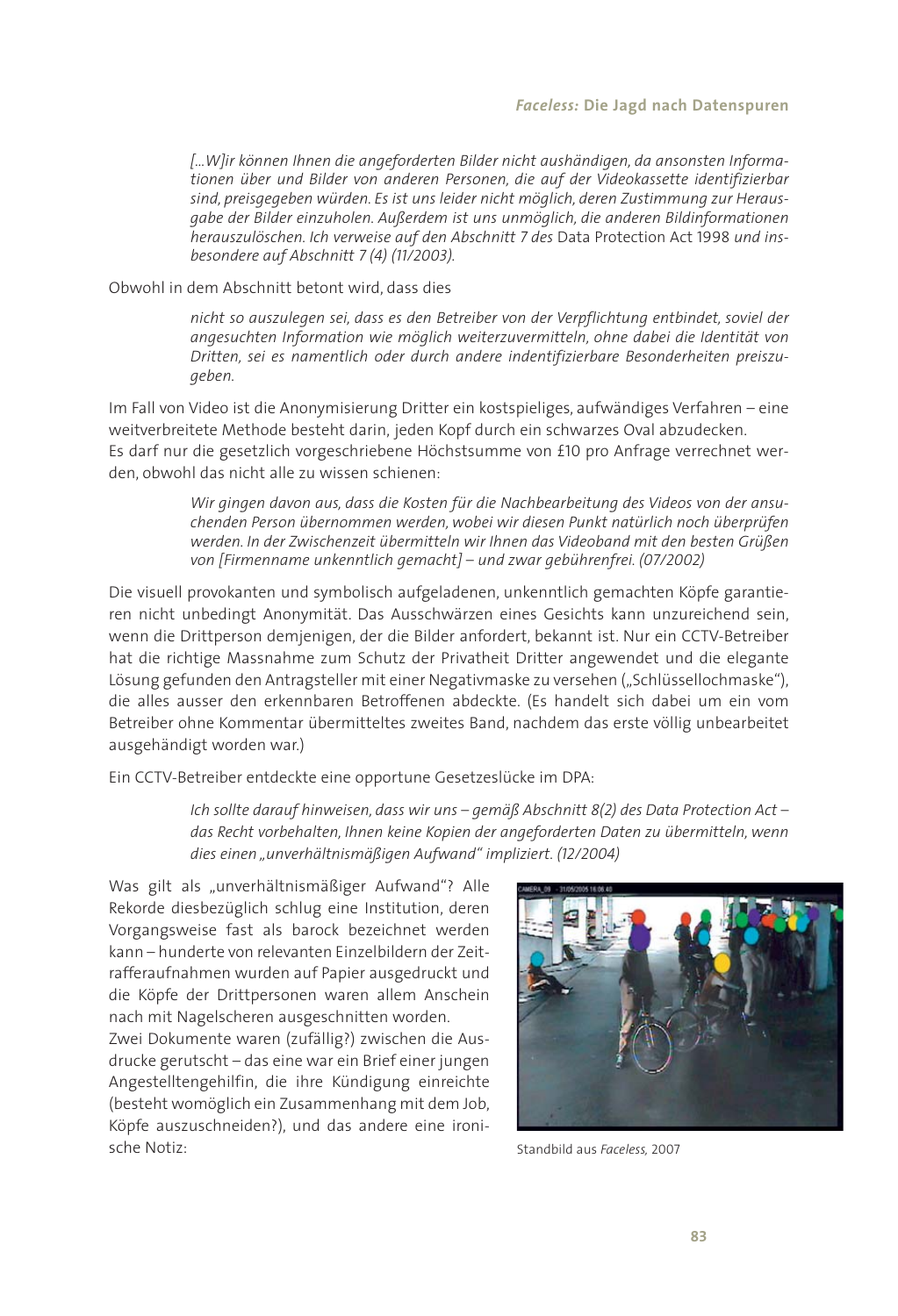*[...W]ir können Ihnen die angeforderten Bilder nicht aushändigen, da ansonsten Informationen über und Bilder von anderen Personen, die auf der Videokassette identifizierbar sind, preisgegeben würden. Es ist uns leider nicht möglich, deren Zustimmung zur Herausgabe der Bilder einzuholen. Außerdem ist uns unmöglich, die anderen Bildinformationen herauszulöschen. Ich verweise auf den Abschnitt 7 des* Data Protection Act 1998 *und insbesondere auf Abschnitt 7 (4) (11/2003).*

Obwohl in dem Abschnitt betont wird, dass dies

*nicht so auszulegen sei, dass es den Betreiber von der Verpflichtung entbindet, soviel der angesuchten Information wie möglich weiterzuvermitteln, ohne dabei die Identität von Dritten, sei es namentlich oder durch andere indentifizierbare Besonderheiten preiszugeben.*

Im Fall von Video ist die Anonymisierung Dritter ein kostspieliges, aufwändiges Verfahren – eine weitverbreitete Methode besteht darin, jeden Kopf durch ein schwarzes Oval abzudecken.
Es darf nur die gesetzlich vorgeschriebene Höchstsumme von £10 pro Anfrage verrechnet werden, obwohl das nicht alle zu wissen schienen:

*Wir gingen davon aus, dass die Kosten für die Nachbearbeitung des Videos von der ansuchenden Person übernommen werden, wobei wir diesen Punkt natürlich noch überprüfen werden. In der Zwischenzeit übermitteln wir Ihnen das Videoband mit den besten Grüßen von [Firmenname unkenntlich gemacht] – und zwar gebührenfrei. (07/2002)*

Die visuell provokanten und symbolisch aufgeladenen, unkenntlich gemachten Köpfe garantieren nicht unbedingt Anonymität. Das Ausschwärzen eines Gesichts kann unzureichend sein, wenn die Drittperson demjenigen, der die Bilder anfordert, bekannt ist. Nur ein CCTV-Betreiber hat die richtige Massnahme zum Schutz der Privatheit Dritter angewendet und die elegante Lösung gefunden den Antragsteller mit einer Negativmaske zu versehen („Schlüssellochmaske"), die alles ausser den erkennbaren Betroffenen abdeckte. (Es handelt sich dabei um ein vom Betreiber ohne Kommentar übermitteltes zweites Band, nachdem das erste völlig unbearbeitet ausgehändigt worden war.)

Ein CCTV-Betreiber entdeckte eine opportune Gesetzeslücke im DPA:

*Ich sollte darauf hinweisen, dass wir uns – gemäß Abschnitt 8(2) des Data Protection Act – das Recht vorbehalten, Ihnen keine Kopien der angeforderten Daten zu übermitteln, wenn dies einen „unverhältnismäßigen Aufwand" impliziert. (12/2004)*

Was gilt als „unverhältnismäßiger Aufwand"? Alle Rekorde diesbezüglich schlug eine Institution, deren Vorgangsweise fast als barock bezeichnet werden kann – hunderte von relevanten Einzelbildern der Zeitrafferaufnahmen wurden auf Papier ausgedruckt und die Köpfe der Drittpersonen waren allem Anschein nach mit Nagelscheren ausgeschnitten worden.
Zwei Dokumente waren (zufällig?) zwischen die Ausdrucke gerutscht – das eine war ein Brief einer jungen Angestelltengehilfin, die ihre Kündigung einreichte (besteht womöglich ein Zusammenhang mit dem Job, Köpfe auszuschneiden?), und das andere eine ironische Notiz:

Standbild aus *Faceless,* 2007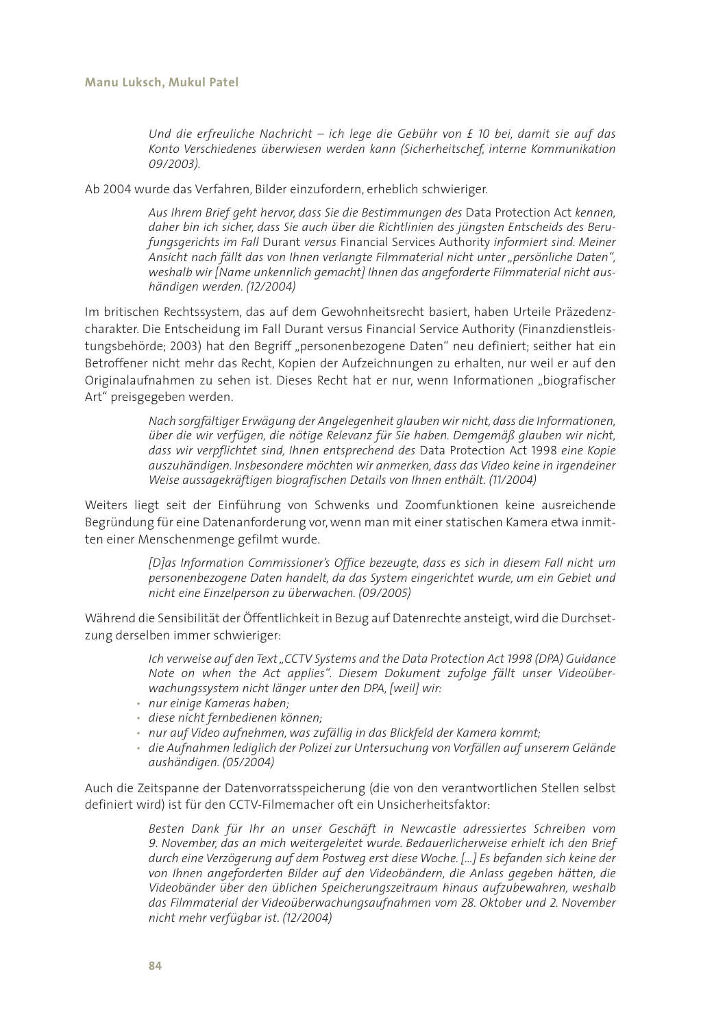> *Und die erfreuliche Nachricht – ich lege die Gebühr von £ 10 bei, damit sie auf das Konto Verschiedenes überwiesen werden kann (Sicherheitschef, interne Kommunikation 09/2003).*

Ab 2004 wurde das Verfahren, Bilder einzufordern, erheblich schwieriger.

> *Aus Ihrem Brief geht hervor, dass Sie die Bestimmungen des* Data Protection Act *kennen, daher bin ich sicher, dass Sie auch über die Richtlinien des jüngsten Entscheids des Berufungsgerichts im Fall* Durant *versus* Financial Services Authority *informiert sind. Meiner Ansicht nach fällt das von Ihnen verlangte Filmmaterial nicht unter „persönliche Daten", weshalb wir [Name unkennlich gemacht] Ihnen das angeforderte Filmmaterial nicht aushändigen werden. (12/2004)*

Im britischen Rechtssystem, das auf dem Gewohnheitsrecht basiert, haben Urteile Präzedenzcharakter. Die Entscheidung im Fall Durant versus Financial Service Authority (Finanzdienstleistungsbehörde; 2003) hat den Begriff „personenbezogene Daten" neu definiert; seither hat ein Betroffener nicht mehr das Recht, Kopien der Aufzeichnungen zu erhalten, nur weil er auf den Originalaufnahmen zu sehen ist. Dieses Recht hat er nur, wenn Informationen „biografischer Art" preisgegeben werden.

> *Nach sorgfältiger Erwägung der Angelegenheit glauben wir nicht, dass die Informationen, über die wir verfügen, die nötige Relevanz für Sie haben. Demgemäß glauben wir nicht, dass wir verpflichtet sind, Ihnen entsprechend des* Data Protection Act 1998 *eine Kopie auszuhändigen. Insbesondere möchten wir anmerken, dass das Video keine in irgendeiner Weise aussagekräftigen biografischen Details von Ihnen enthält. (11/2004)*

Weiters liegt seit der Einführung von Schwenks und Zoomfunktionen keine ausreichende Begründung für eine Datenanforderung vor, wenn man mit einer statischen Kamera etwa inmitten einer Menschenmenge gefilmt wurde.

> *[D]as Information Commissioner's Office bezeugte, dass es sich in diesem Fall nicht um personenbezogene Daten handelt, da das System eingerichtet wurde, um ein Gebiet und nicht eine Einzelperson zu überwachen. (09/2005)*

Während die Sensibilität der Öffentlichkeit in Bezug auf Datenrechte ansteigt, wird die Durchsetzung derselben immer schwieriger:

> *Ich verweise auf den Text „CCTV Systems and the Data Protection Act 1998 (DPA) Guidance Note on when the Act applies". Diesem Dokument zufolge fällt unser Videoüberwachungssystem nicht länger unter den DPA, [weil] wir:*
>
> - *nur einige Kameras haben;*
> - *diese nicht fernbedienen können;*
> - *nur auf Video aufnehmen, was zufällig in das Blickfeld der Kamera kommt;*
> - *die Aufnahmen lediglich der Polizei zur Untersuchung von Vorfällen auf unserem Gelände aushändigen. (05/2004)*

Auch die Zeitspanne der Datenvorratsspeicherung (die von den verantwortlichen Stellen selbst definiert wird) ist für den CCTV-Filmemacher oft ein Unsicherheitsfaktor:

> *Besten Dank für Ihr an unser Geschäft in Newcastle adressiertes Schreiben vom 9. November, das an mich weitergeleitet wurde. Bedauerlicherweise erhielt ich den Brief durch eine Verzögerung auf dem Postweg erst diese Woche. [...] Es befanden sich keine der von Ihnen angeforderten Bilder auf den Videobändern, die Anlass gegeben hätten, die Videobänder über den üblichen Speicherungszeitraum hinaus aufzubewahren, weshalb das Filmmaterial der Videoüberwachungsaufnahmen vom 28. Oktober und 2. November nicht mehr verfügbar ist. (12/2004)*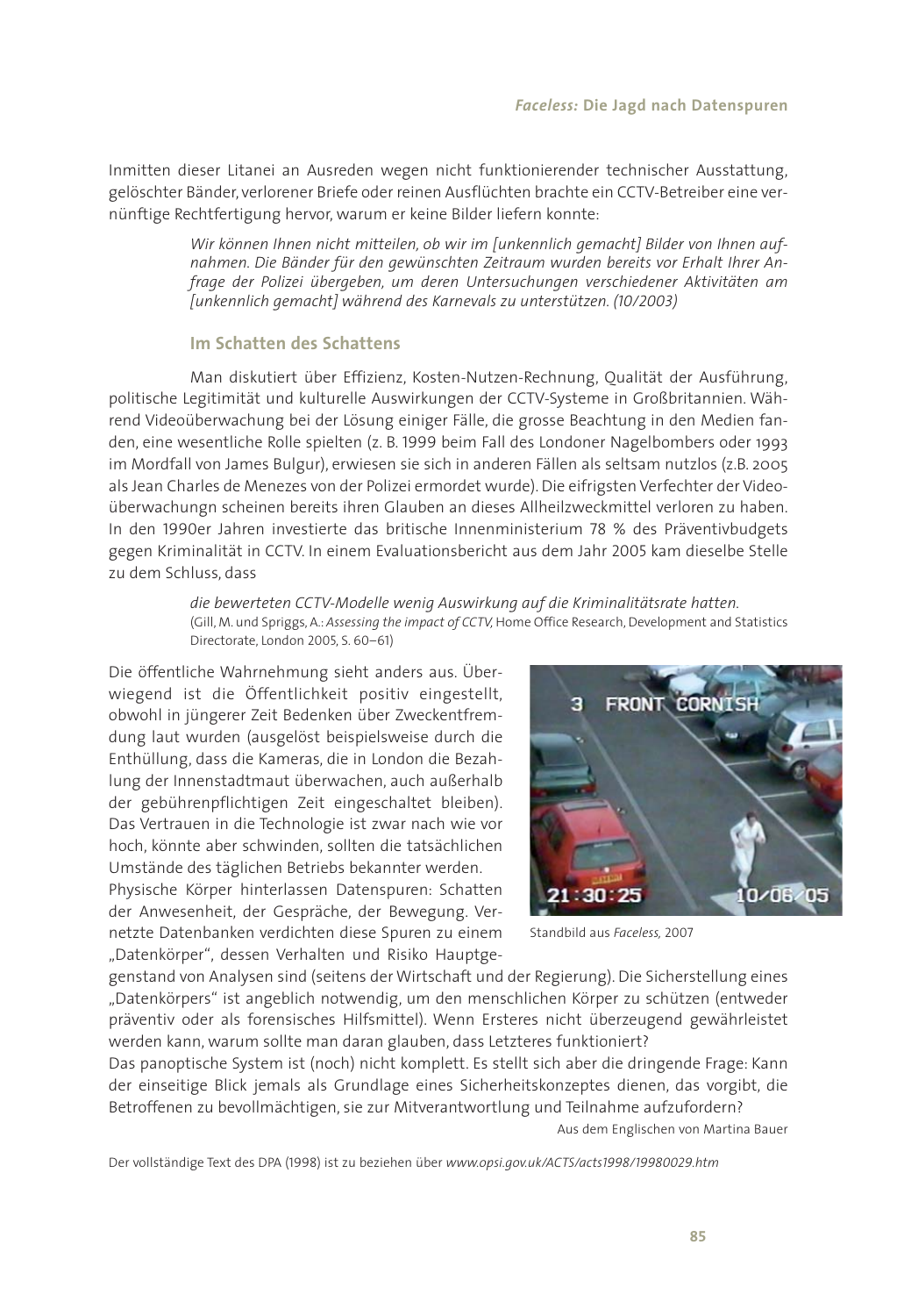Inmitten dieser Litanei an Ausreden wegen nicht funktionierender technischer Ausstattung, gelöschter Bänder, verlorener Briefe oder reinen Ausflüchten brachte ein CCTV-Betreiber eine vernünftige Rechtfertigung hervor, warum er keine Bilder liefern konnte:

> *Wir können Ihnen nicht mitteilen, ob wir im [unkennlich gemacht] Bilder von Ihnen aufnahmen. Die Bänder für den gewünschten Zeitraum wurden bereits vor Erhalt Ihrer Anfrage der Polizei übergeben, um deren Untersuchungen verschiedener Aktivitäten am [unkennlich gemacht] während des Karnevals zu unterstützen. (10/2003)*

### Im Schatten des Schattens

Man diskutiert über Effizienz, Kosten-Nutzen-Rechnung, Qualität der Ausführung, politische Legitimität und kulturelle Auswirkungen der CCTV-Systeme in Großbritannien. Während Videoüberwachung bei der Lösung einiger Fälle, die grosse Beachtung in den Medien fanden, eine wesentliche Rolle spielten (z. B. 1999 beim Fall des Londoner Nagelbombers oder 1993 im Mordfall von James Bulgur), erwiesen sie sich in anderen Fällen als seltsam nutzlos (z.B. 2005 als Jean Charles de Menezes von der Polizei ermordet wurde). Die eifrigsten Verfechter der Videoüberwachungn scheinen bereits ihren Glauben an dieses Allheilzweckmittel verloren zu haben. In den 1990er Jahren investierte das britische Innenministerium 78 % des Präventivbudgets gegen Kriminalität in CCTV. In einem Evaluationsbericht aus dem Jahr 2005 kam dieselbe Stelle zu dem Schluss, dass

> *die bewerteten CCTV-Modelle wenig Auswirkung auf die Kriminalitätsrate hatten.*
> (Gill, M. und Spriggs, A.: *Assessing the impact of CCTV,* Home Office Research, Development and Statistics Directorate, London 2005, S. 60–61)

Die öffentliche Wahrnehmung sieht anders aus. Überwiegend ist die Öffentlichkeit positiv eingestellt, obwohl in jüngerer Zeit Bedenken über Zweckentfremdung laut wurden (ausgelöst beispielsweise durch die Enthüllung, dass die Kameras, die in London die Bezahlung der Innenstadtmaut überwachen, auch außerhalb der gebührenpflichtigen Zeit eingeschaltet bleiben). Das Vertrauen in die Technologie ist zwar nach wie vor hoch, könnte aber schwinden, sollten die tatsächlichen Umstände des täglichen Betriebs bekannter werden.

Standbild aus *Faceless,* 2007

Physische Körper hinterlassen Datenspuren: Schatten der Anwesenheit, der Gespräche, der Bewegung. Vernetzte Datenbanken verdichten diese Spuren zu einem „Datenkörper", dessen Verhalten und Risiko Hauptgegenstand von Analysen sind (seitens der Wirtschaft und der Regierung). Die Sicherstellung eines „Datenkörpers" ist angeblich notwendig, um den menschlichen Körper zu schützen (entweder präventiv oder als forensisches Hilfsmittel). Wenn Ersteres nicht überzeugend gewährleistet werden kann, warum sollte man daran glauben, dass Letzteres funktioniert?

Das panoptische System ist (noch) nicht komplett. Es stellt sich aber die dringende Frage: Kann der einseitige Blick jemals als Grundlage eines Sicherheitskonzeptes dienen, das vorgibt, die Betroffenen zu bevollmächtigen, sie zur Mitverantwortlung und Teilnahme aufzufordern?

Aus dem Englischen von Martina Bauer

Der vollständige Text des DPA (1998) ist zu beziehen über *www.opsi.gov.uk/ACTS/acts1998/19980029.htm*